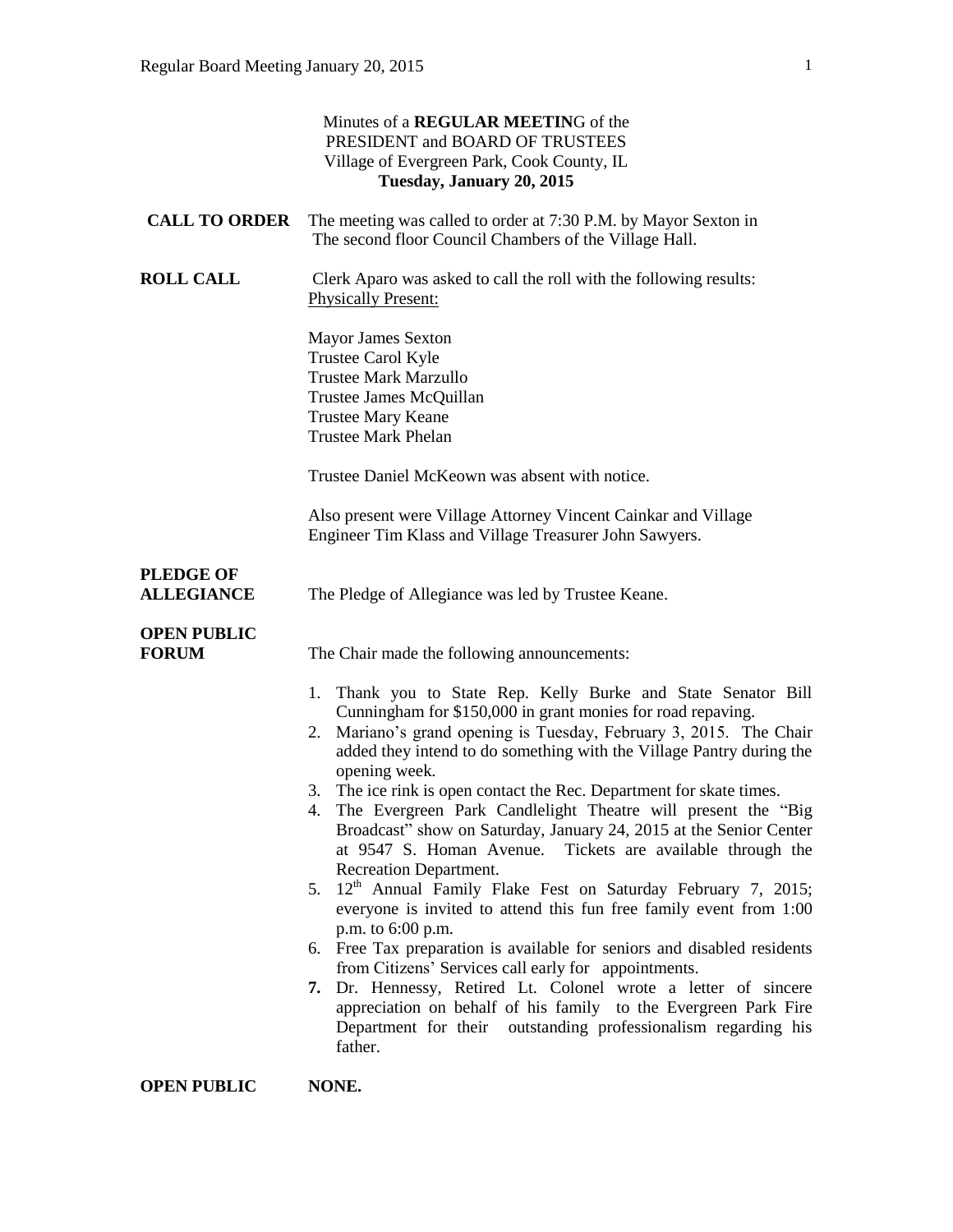Minutes of a **REGULAR MEETIN**G of the
PRESIDENT and BOARD OF TRUSTEES
Village of Evergreen Park, Cook County, IL
**Tuesday, January 20, 2015**

**CALL TO ORDER** The meeting was called to order at 7:30 P.M. by Mayor Sexton in The second floor Council Chambers of the Village Hall.

**ROLL CALL** Clerk Aparo was asked to call the roll with the following results:
Physically Present:

Mayor James Sexton
Trustee Carol Kyle
Trustee Mark Marzullo
Trustee James McQuillan
Trustee Mary Keane
Trustee Mark Phelan

Trustee Daniel McKeown was absent with notice.

Also present were Village Attorney Vincent Cainkar and Village Engineer Tim Klass and Village Treasurer John Sawyers.

**PLEDGE OF ALLEGIANCE** The Pledge of Allegiance was led by Trustee Keane.

**OPEN PUBLIC FORUM** The Chair made the following announcements:

1. Thank you to State Rep. Kelly Burke and State Senator Bill Cunningham for $150,000 in grant monies for road repaving.
2. Mariano's grand opening is Tuesday, February 3, 2015. The Chair added they intend to do something with the Village Pantry during the opening week.
3. The ice rink is open contact the Rec. Department for skate times.
4. The Evergreen Park Candlelight Theatre will present the "Big Broadcast" show on Saturday, January 24, 2015 at the Senior Center at 9547 S. Homan Avenue. Tickets are available through the Recreation Department.
5. 12th Annual Family Flake Fest on Saturday February 7, 2015; everyone is invited to attend this fun free family event from 1:00 p.m. to 6:00 p.m.
6. Free Tax preparation is available for seniors and disabled residents from Citizens' Services call early for appointments.
7. Dr. Hennessy, Retired Lt. Colonel wrote a letter of sincere appreciation on behalf of his family to the Evergreen Park Fire Department for their outstanding professionalism regarding his father.

**OPEN PUBLIC** **NONE.**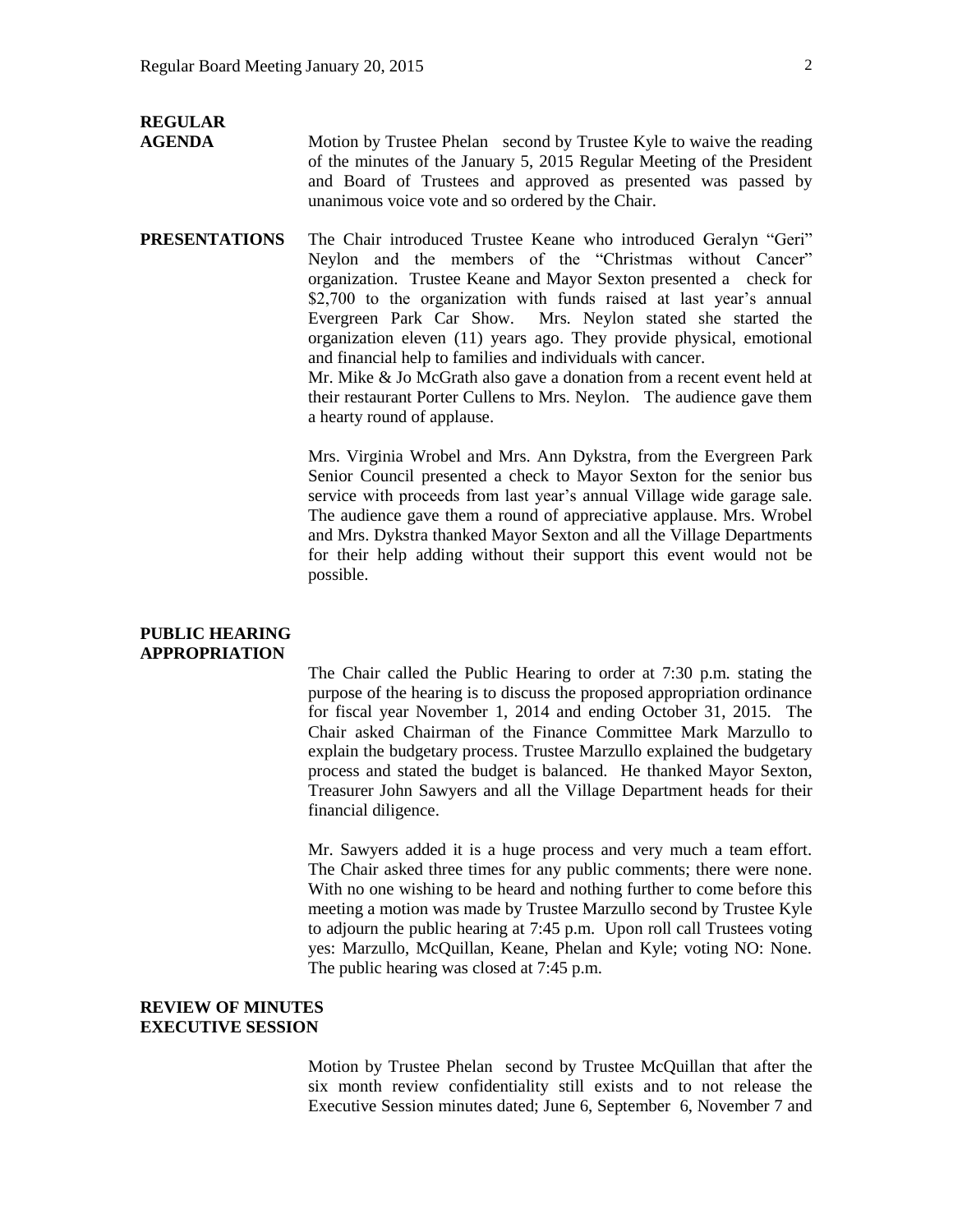**REGULAR AGENDA**

Motion by Trustee Phelan second by Trustee Kyle to waive the reading of the minutes of the January 5, 2015 Regular Meeting of the President and Board of Trustees and approved as presented was passed by unanimous voice vote and so ordered by the Chair.

**PRESENTATIONS**

The Chair introduced Trustee Keane who introduced Geralyn "Geri" Neylon and the members of the "Christmas without Cancer" organization. Trustee Keane and Mayor Sexton presented a check for $2,700 to the organization with funds raised at last year's annual Evergreen Park Car Show. Mrs. Neylon stated she started the organization eleven (11) years ago. They provide physical, emotional and financial help to families and individuals with cancer.
Mr. Mike & Jo McGrath also gave a donation from a recent event held at their restaurant Porter Cullens to Mrs. Neylon. The audience gave them a hearty round of applause.

Mrs. Virginia Wrobel and Mrs. Ann Dykstra, from the Evergreen Park Senior Council presented a check to Mayor Sexton for the senior bus service with proceeds from last year's annual Village wide garage sale. The audience gave them a round of appreciative applause. Mrs. Wrobel and Mrs. Dykstra thanked Mayor Sexton and all the Village Departments for their help adding without their support this event would not be possible.

**PUBLIC HEARING APPROPRIATION**

The Chair called the Public Hearing to order at 7:30 p.m. stating the purpose of the hearing is to discuss the proposed appropriation ordinance for fiscal year November 1, 2014 and ending October 31, 2015. The Chair asked Chairman of the Finance Committee Mark Marzullo to explain the budgetary process. Trustee Marzullo explained the budgetary process and stated the budget is balanced. He thanked Mayor Sexton, Treasurer John Sawyers and all the Village Department heads for their financial diligence.

Mr. Sawyers added it is a huge process and very much a team effort. The Chair asked three times for any public comments; there were none. With no one wishing to be heard and nothing further to come before this meeting a motion was made by Trustee Marzullo second by Trustee Kyle to adjourn the public hearing at 7:45 p.m. Upon roll call Trustees voting yes: Marzullo, McQuillan, Keane, Phelan and Kyle; voting NO: None. The public hearing was closed at 7:45 p.m.

**REVIEW OF MINUTES EXECUTIVE SESSION**

Motion by Trustee Phelan second by Trustee McQuillan that after the six month review confidentiality still exists and to not release the Executive Session minutes dated; June 6, September 6, November 7 and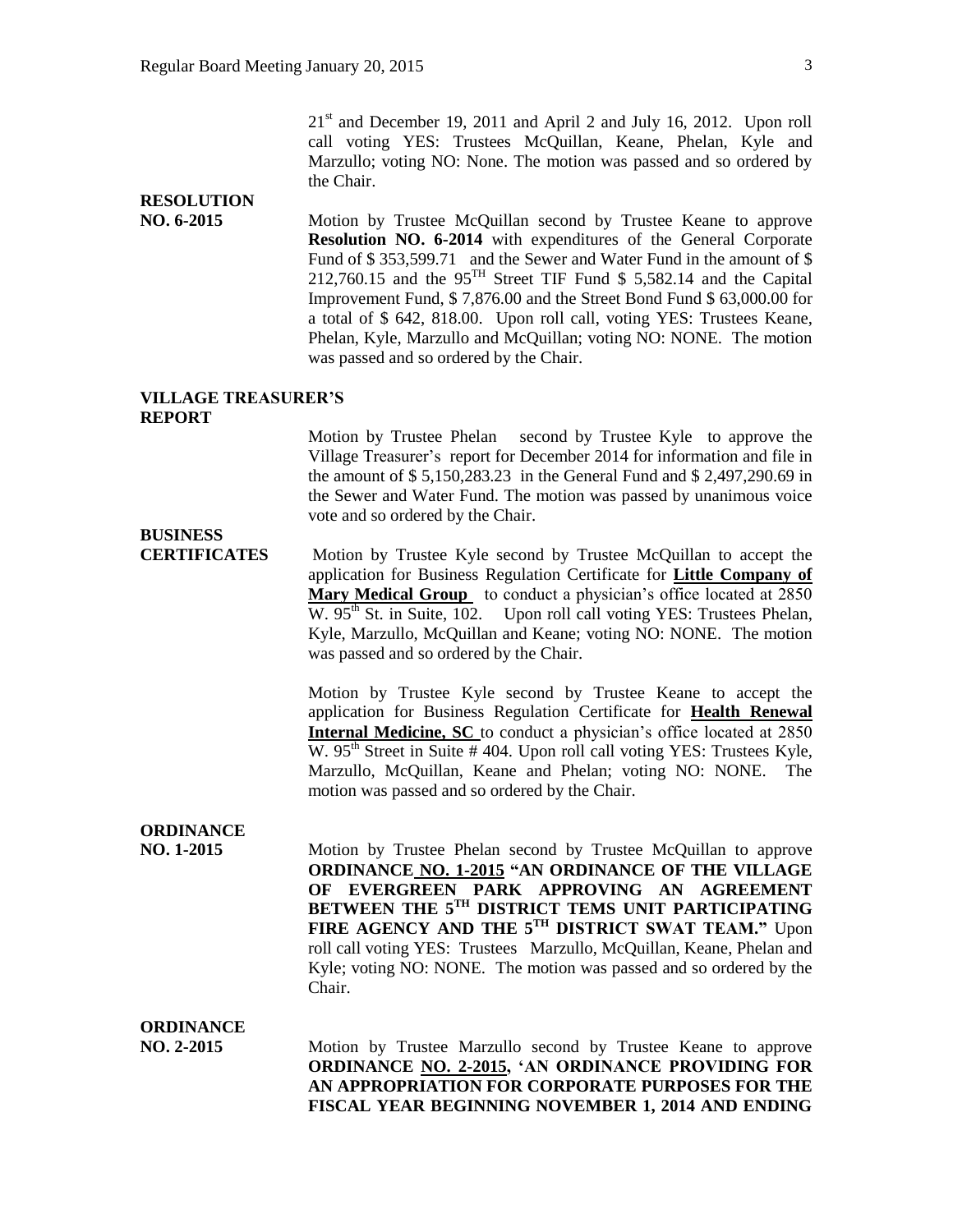21st and December 19, 2011 and April 2 and July 16, 2012. Upon roll call voting YES: Trustees McQuillan, Keane, Phelan, Kyle and Marzullo; voting NO: None. The motion was passed and so ordered by the Chair.

**RESOLUTION NO. 6-2015**

Motion by Trustee McQuillan second by Trustee Keane to approve **Resolution NO. 6-2014** with expenditures of the General Corporate Fund of $ 353,599.71 and the Sewer and Water Fund in the amount of $ 212,760.15 and the 95TH Street TIF Fund $ 5,582.14 and the Capital Improvement Fund, $ 7,876.00 and the Street Bond Fund $ 63,000.00 for a total of $ 642, 818.00. Upon roll call, voting YES: Trustees Keane, Phelan, Kyle, Marzullo and McQuillan; voting NO: NONE. The motion was passed and so ordered by the Chair.

**VILLAGE TREASURER'S REPORT**

Motion by Trustee Phelan second by Trustee Kyle to approve the Village Treasurer's report for December 2014 for information and file in the amount of $ 5,150,283.23 in the General Fund and $ 2,497,290.69 in the Sewer and Water Fund. The motion was passed by unanimous voice vote and so ordered by the Chair.

**BUSINESS CERTIFICATES**

Motion by Trustee Kyle second by Trustee McQuillan to accept the application for Business Regulation Certificate for **Little Company of Mary Medical Group** to conduct a physician's office located at 2850 W. 95th St. in Suite, 102. Upon roll call voting YES: Trustees Phelan, Kyle, Marzullo, McQuillan and Keane; voting NO: NONE. The motion was passed and so ordered by the Chair.

Motion by Trustee Kyle second by Trustee Keane to accept the application for Business Regulation Certificate for **Health Renewal Internal Medicine, SC** to conduct a physician's office located at 2850 W. 95th Street in Suite # 404. Upon roll call voting YES: Trustees Kyle, Marzullo, McQuillan, Keane and Phelan; voting NO: NONE. The motion was passed and so ordered by the Chair.

**ORDINANCE NO. 1-2015**

Motion by Trustee Phelan second by Trustee McQuillan to approve **ORDINANCE NO. 1-2015 "AN ORDINANCE OF THE VILLAGE OF EVERGREEN PARK APPROVING AN AGREEMENT BETWEEN THE 5TH DISTRICT TEMS UNIT PARTICIPATING FIRE AGENCY AND THE 5TH DISTRICT SWAT TEAM."** Upon roll call voting YES: Trustees Marzullo, McQuillan, Keane, Phelan and Kyle; voting NO: NONE. The motion was passed and so ordered by the Chair.

**ORDINANCE NO. 2-2015**

Motion by Trustee Marzullo second by Trustee Keane to approve **ORDINANCE NO. 2-2015, 'AN ORDINANCE PROVIDING FOR AN APPROPRIATION FOR CORPORATE PURPOSES FOR THE FISCAL YEAR BEGINNING NOVEMBER 1, 2014 AND ENDING**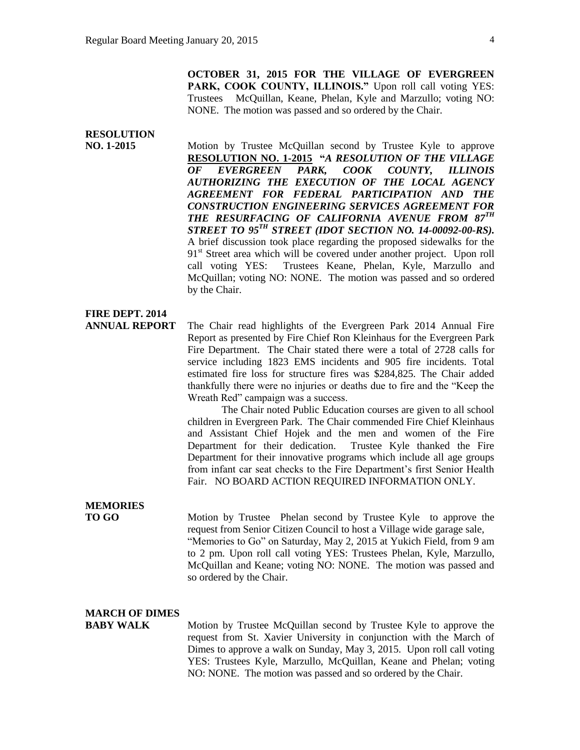**OCTOBER 31, 2015 FOR THE VILLAGE OF EVERGREEN PARK, COOK COUNTY, ILLINOIS."** Upon roll call voting YES: Trustees McQuillan, Keane, Phelan, Kyle and Marzullo; voting NO: NONE. The motion was passed and so ordered by the Chair.

**RESOLUTION NO. 1-2015**

Motion by Trustee McQuillan second by Trustee Kyle to approve **RESOLUTION NO. 1-2015 "*A RESOLUTION OF THE VILLAGE OF EVERGREEN PARK, COOK COUNTY, ILLINOIS AUTHORIZING THE EXECUTION OF THE LOCAL AGENCY AGREEMENT FOR FEDERAL PARTICIPATION AND THE CONSTRUCTION ENGINEERING SERVICES AGREEMENT FOR THE RESURFACING OF CALIFORNIA AVENUE FROM 87TH STREET TO 95TH STREET (IDOT SECTION NO. 14-00092-00-RS).*** A brief discussion took place regarding the proposed sidewalks for the 91st Street area which will be covered under another project. Upon roll call voting YES: Trustees Keane, Phelan, Kyle, Marzullo and McQuillan; voting NO: NONE. The motion was passed and so ordered by the Chair.

**FIRE DEPT. 2014 ANNUAL REPORT**

The Chair read highlights of the Evergreen Park 2014 Annual Fire Report as presented by Fire Chief Ron Kleinhaus for the Evergreen Park Fire Department. The Chair stated there were a total of 2728 calls for service including 1823 EMS incidents and 905 fire incidents. Total estimated fire loss for structure fires was $284,825. The Chair added thankfully there were no injuries or deaths due to fire and the "Keep the Wreath Red" campaign was a success.

The Chair noted Public Education courses are given to all school children in Evergreen Park. The Chair commended Fire Chief Kleinhaus and Assistant Chief Hojek and the men and women of the Fire Department for their dedication. Trustee Kyle thanked the Fire Department for their innovative programs which include all age groups from infant car seat checks to the Fire Department's first Senior Health Fair. NO BOARD ACTION REQUIRED INFORMATION ONLY.

**MEMORIES TO GO**

Motion by Trustee Phelan second by Trustee Kyle to approve the request from Senior Citizen Council to host a Village wide garage sale, "Memories to Go" on Saturday, May 2, 2015 at Yukich Field, from 9 am to 2 pm. Upon roll call voting YES: Trustees Phelan, Kyle, Marzullo, McQuillan and Keane; voting NO: NONE. The motion was passed and so ordered by the Chair.

**MARCH OF DIMES BABY WALK**

Motion by Trustee McQuillan second by Trustee Kyle to approve the request from St. Xavier University in conjunction with the March of Dimes to approve a walk on Sunday, May 3, 2015. Upon roll call voting YES: Trustees Kyle, Marzullo, McQuillan, Keane and Phelan; voting NO: NONE. The motion was passed and so ordered by the Chair.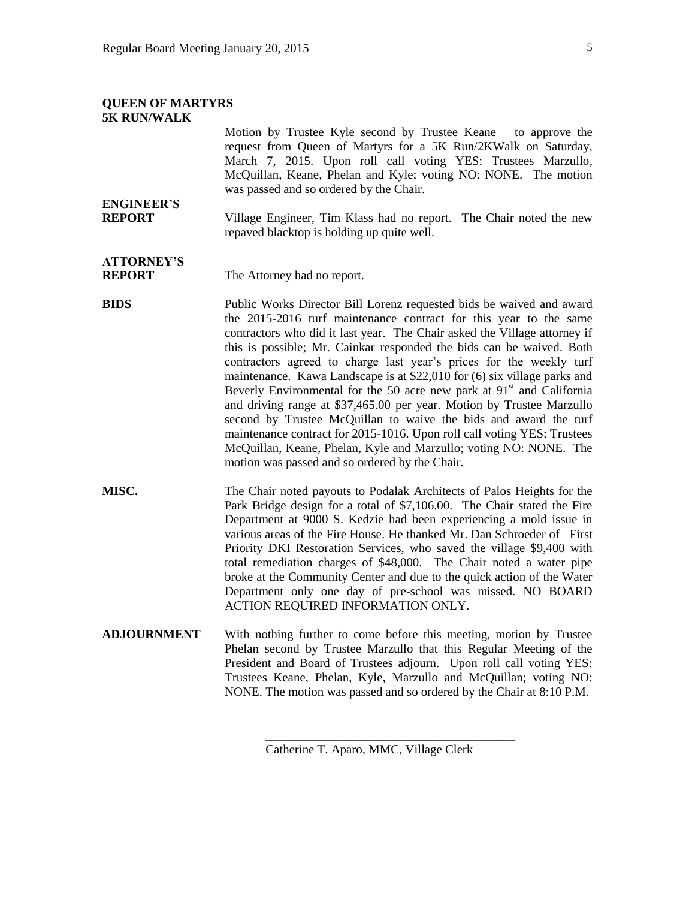**QUEEN OF MARTYRS 5K RUN/WALK**

Motion by Trustee Kyle second by Trustee Keane to approve the request from Queen of Martyrs for a 5K Run/2KWalk on Saturday, March 7, 2015. Upon roll call voting YES: Trustees Marzullo, McQuillan, Keane, Phelan and Kyle; voting NO: NONE. The motion was passed and so ordered by the Chair.

**ENGINEER'S REPORT**

Village Engineer, Tim Klass had no report. The Chair noted the new repaved blacktop is holding up quite well.

**ATTORNEY'S REPORT**

The Attorney had no report.

**BIDS**

Public Works Director Bill Lorenz requested bids be waived and award the 2015-2016 turf maintenance contract for this year to the same contractors who did it last year. The Chair asked the Village attorney if this is possible; Mr. Cainkar responded the bids can be waived. Both contractors agreed to charge last year's prices for the weekly turf maintenance. Kawa Landscape is at $22,010 for (6) six village parks and Beverly Environmental for the 50 acre new park at 91st and California and driving range at $37,465.00 per year. Motion by Trustee Marzullo second by Trustee McQuillan to waive the bids and award the turf maintenance contract for 2015-1016. Upon roll call voting YES: Trustees McQuillan, Keane, Phelan, Kyle and Marzullo; voting NO: NONE. The motion was passed and so ordered by the Chair.

**MISC.**

The Chair noted payouts to Podalak Architects of Palos Heights for the Park Bridge design for a total of $7,106.00. The Chair stated the Fire Department at 9000 S. Kedzie had been experiencing a mold issue in various areas of the Fire House. He thanked Mr. Dan Schroeder of First Priority DKI Restoration Services, who saved the village $9,400 with total remediation charges of $48,000. The Chair noted a water pipe broke at the Community Center and due to the quick action of the Water Department only one day of pre-school was missed. NO BOARD ACTION REQUIRED INFORMATION ONLY.

**ADJOURNMENT**

With nothing further to come before this meeting, motion by Trustee Phelan second by Trustee Marzullo that this Regular Meeting of the President and Board of Trustees adjourn. Upon roll call voting YES: Trustees Keane, Phelan, Kyle, Marzullo and McQuillan; voting NO: NONE. The motion was passed and so ordered by the Chair at 8:10 P.M.

\_\_\_\_\_\_\_\_\_\_\_\_\_\_\_\_\_\_\_\_\_\_\_\_\_\_\_\_\_\_\_\_\_\_\_\_\_\_\_\_

Catherine T. Aparo, MMC, Village Clerk